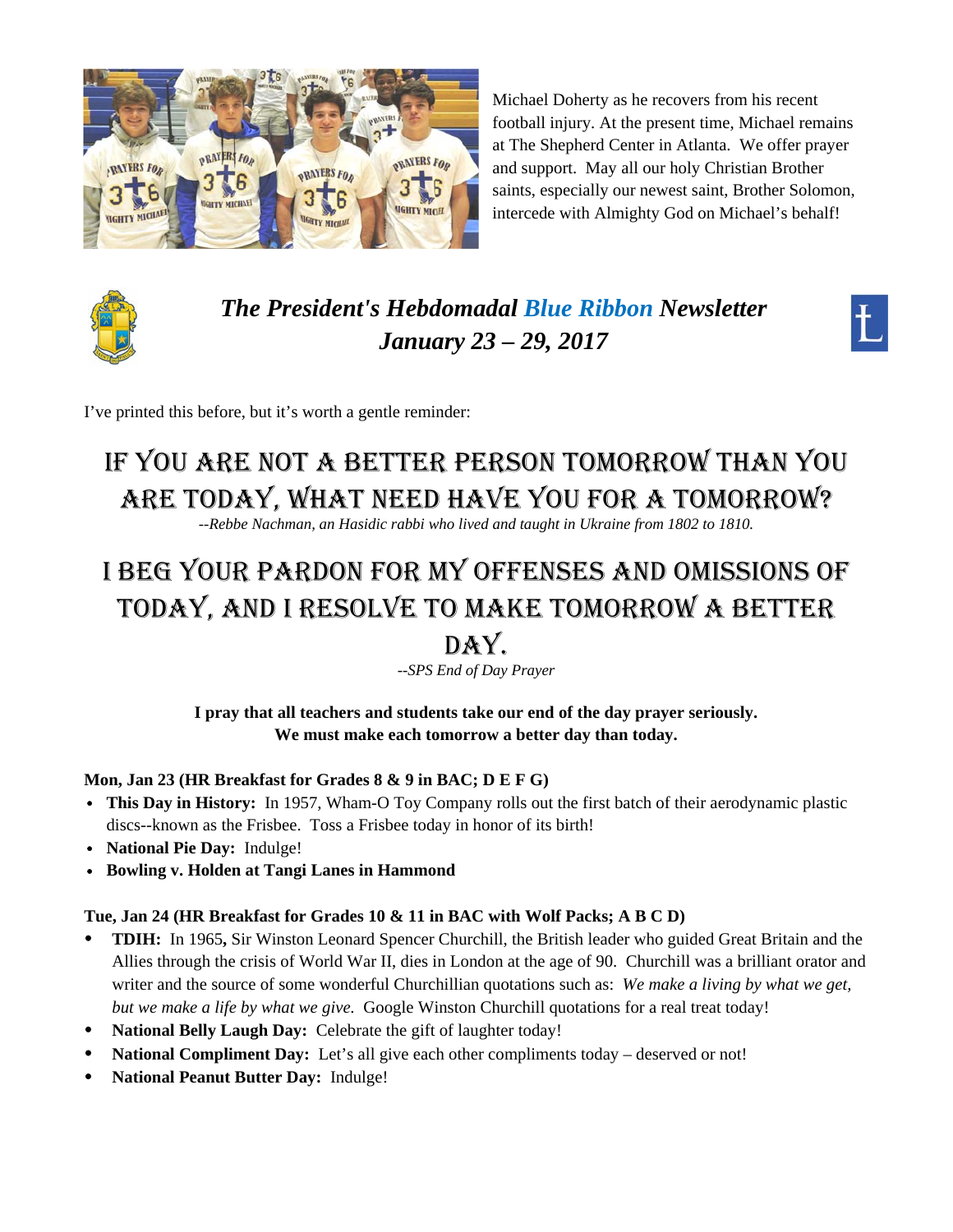Michael Doherty as he recovers from his recent football injury. At the present time, Michael remains at The Shepherd Center in Atlanta. We offer prayer and support. May all our holy Christian Brother saints, especially our newest saint, Brother Solomon, intercede with Almighty God on Michael's behalf!

# *The President's Hebdomadal Blue Ribbon Newsletter*
# *January 23 – 29, 2017*

I've printed this before, but it's worth a gentle reminder:

## IF YOU ARE NOT A BETTER PERSON TOMORROW THAN YOU ARE TODAY, WHAT NEED HAVE YOU FOR A TOMORROW?

*--Rebbe Nachman, an Hasidic rabbi who lived and taught in Ukraine from 1802 to 1810.*

## I BEG YOUR PARDON FOR MY OFFENSES AND OMISSIONS OF TODAY, AND I RESOLVE TO MAKE TOMORROW A BETTER DAY.

*--SPS End of Day Prayer*

**I pray that all teachers and students take our end of the day prayer seriously.**
**We must make each tomorrow a better day than today.**

**Mon, Jan 23 (HR Breakfast for Grades 8 & 9 in BAC; D E F G)**

- **This Day in History:** In 1957, Wham-O Toy Company rolls out the first batch of their aerodynamic plastic discs--known as the Frisbee. Toss a Frisbee today in honor of its birth!
- **National Pie Day:** Indulge!
- **Bowling v. Holden at Tangi Lanes in Hammond**

**Tue, Jan 24 (HR Breakfast for Grades 10 & 11 in BAC with Wolf Packs; A B C D)**

- **TDIH:** In 1965**,** Sir Winston Leonard Spencer Churchill, the British leader who guided Great Britain and the Allies through the crisis of World War II, dies in London at the age of 90. Churchill was a brilliant orator and writer and the source of some wonderful Churchillian quotations such as: *We make a living by what we get, but we make a life by what we give.* Google Winston Churchill quotations for a real treat today!
- **National Belly Laugh Day:** Celebrate the gift of laughter today!
- **National Compliment Day:** Let's all give each other compliments today – deserved or not!
- **National Peanut Butter Day:** Indulge!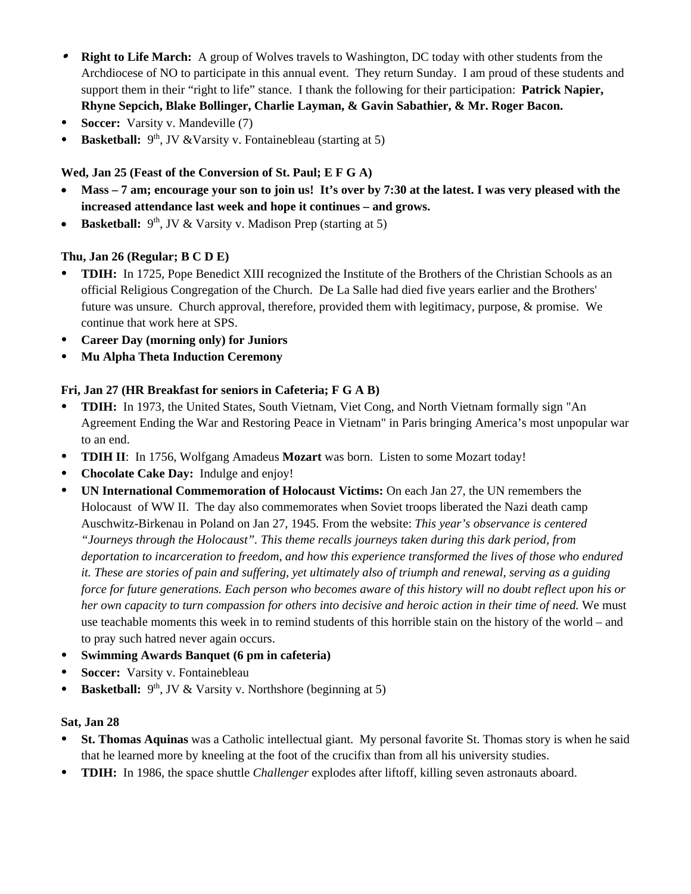- **Right to Life March:** A group of Wolves travels to Washington, DC today with other students from the Archdiocese of NO to participate in this annual event. They return Sunday. I am proud of these students and support them in their "right to life" stance. I thank the following for their participation: **Patrick Napier, Rhyne Sepcich, Blake Bollinger, Charlie Layman, & Gavin Sabathier, & Mr. Roger Bacon.**
- **Soccer:** Varsity v. Mandeville (7)
- **Basketball:** 9th, JV &Varsity v. Fontainebleau (starting at 5)

**Wed, Jan 25 (Feast of the Conversion of St. Paul; E F G A)**

- **Mass – 7 am; encourage your son to join us! It's over by 7:30 at the latest. I was very pleased with the increased attendance last week and hope it continues – and grows.**
- **Basketball:** 9th, JV & Varsity v. Madison Prep (starting at 5)

**Thu, Jan 26 (Regular; B C D E)**

- **TDIH:** In 1725, Pope Benedict XIII recognized the Institute of the Brothers of the Christian Schools as an official Religious Congregation of the Church. De La Salle had died five years earlier and the Brothers' future was unsure. Church approval, therefore, provided them with legitimacy, purpose, & promise. We continue that work here at SPS.
- **Career Day (morning only) for Juniors**
- **Mu Alpha Theta Induction Ceremony**

**Fri, Jan 27 (HR Breakfast for seniors in Cafeteria; F G A B)**

- **TDIH:** In 1973, the United States, South Vietnam, Viet Cong, and North Vietnam formally sign "An Agreement Ending the War and Restoring Peace in Vietnam" in Paris bringing America's most unpopular war to an end.
- **TDIH II**: In 1756, Wolfgang Amadeus **Mozart** was born. Listen to some Mozart today!
- **Chocolate Cake Day:** Indulge and enjoy!
- **UN International Commemoration of Holocaust Victims:** On each Jan 27, the UN remembers the Holocaust of WW II. The day also commemorates when Soviet troops liberated the Nazi death camp Auschwitz-Birkenau in Poland on Jan 27, 1945. From the website: *This year's observance is centered "Journeys through the Holocaust". This theme recalls journeys taken during this dark period, from deportation to incarceration to freedom, and how this experience transformed the lives of those who endured it. These are stories of pain and suffering, yet ultimately also of triumph and renewal, serving as a guiding force for future generations. Each person who becomes aware of this history will no doubt reflect upon his or her own capacity to turn compassion for others into decisive and heroic action in their time of need.* We must use teachable moments this week in to remind students of this horrible stain on the history of the world – and to pray such hatred never again occurs.
- **Swimming Awards Banquet (6 pm in cafeteria)**
- **Soccer:** Varsity v. Fontainebleau
- **Basketball:** 9th, JV & Varsity v. Northshore (beginning at 5)

**Sat, Jan 28**

- **St. Thomas Aquinas** was a Catholic intellectual giant. My personal favorite St. Thomas story is when he said that he learned more by kneeling at the foot of the crucifix than from all his university studies.
- **TDIH:** In 1986, the space shuttle *Challenger* explodes after liftoff, killing seven astronauts aboard.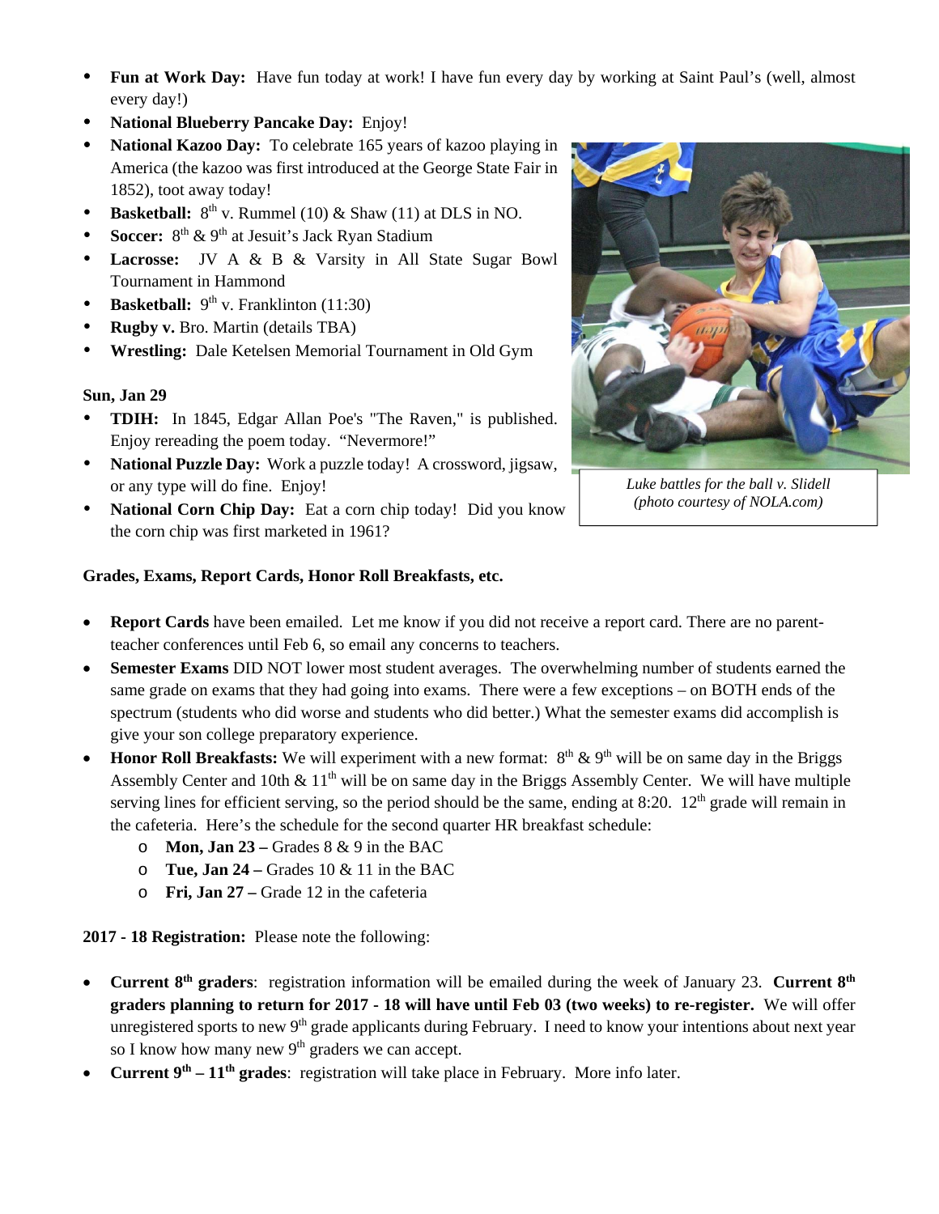- **Fun at Work Day:** Have fun today at work! I have fun every day by working at Saint Paul's (well, almost every day!)
- **National Blueberry Pancake Day:** Enjoy!
- **National Kazoo Day:** To celebrate 165 years of kazoo playing in America (the kazoo was first introduced at the George State Fair in 1852), toot away today!
- **Basketball:** 8th v. Rummel (10) & Shaw (11) at DLS in NO.
- **Soccer:** 8th & 9th at Jesuit's Jack Ryan Stadium
- **Lacrosse:** JV A & B & Varsity in All State Sugar Bowl Tournament in Hammond
- **Basketball:** 9th v. Franklinton (11:30)
- **Rugby v.** Bro. Martin (details TBA)
- **Wrestling:** Dale Ketelsen Memorial Tournament in Old Gym

**Sun, Jan 29**

- **TDIH:** In 1845, Edgar Allan Poe's "The Raven," is published. Enjoy rereading the poem today. "Nevermore!"
- **National Puzzle Day:** Work a puzzle today! A crossword, jigsaw, or any type will do fine. Enjoy!
- **National Corn Chip Day:** Eat a corn chip today! Did you know the corn chip was first marketed in 1961?

*Luke battles for the ball v. Slidell (photo courtesy of NOLA.com)*

**Grades, Exams, Report Cards, Honor Roll Breakfasts, etc.**

- **Report Cards** have been emailed. Let me know if you did not receive a report card. There are no parent-teacher conferences until Feb 6, so email any concerns to teachers.
- **Semester Exams** DID NOT lower most student averages. The overwhelming number of students earned the same grade on exams that they had going into exams. There were a few exceptions – on BOTH ends of the spectrum (students who did worse and students who did better.) What the semester exams did accomplish is give your son college preparatory experience.
- **Honor Roll Breakfasts:** We will experiment with a new format: 8th & 9th will be on same day in the Briggs Assembly Center and 10th & 11th will be on same day in the Briggs Assembly Center. We will have multiple serving lines for efficient serving, so the period should be the same, ending at 8:20. 12th grade will remain in the cafeteria. Here's the schedule for the second quarter HR breakfast schedule:
  - **Mon, Jan 23 –** Grades 8 & 9 in the BAC
  - **Tue, Jan 24 –** Grades 10 & 11 in the BAC
  - **Fri, Jan 27 –** Grade 12 in the cafeteria

**2017 - 18 Registration:** Please note the following:

- **Current 8th graders**: registration information will be emailed during the week of January 23. **Current 8th graders planning to return for 2017 - 18 will have until Feb 03 (two weeks) to re-register.** We will offer unregistered sports to new 9th grade applicants during February. I need to know your intentions about next year so I know how many new 9th graders we can accept.
- **Current 9th – 11th grades**: registration will take place in February. More info later.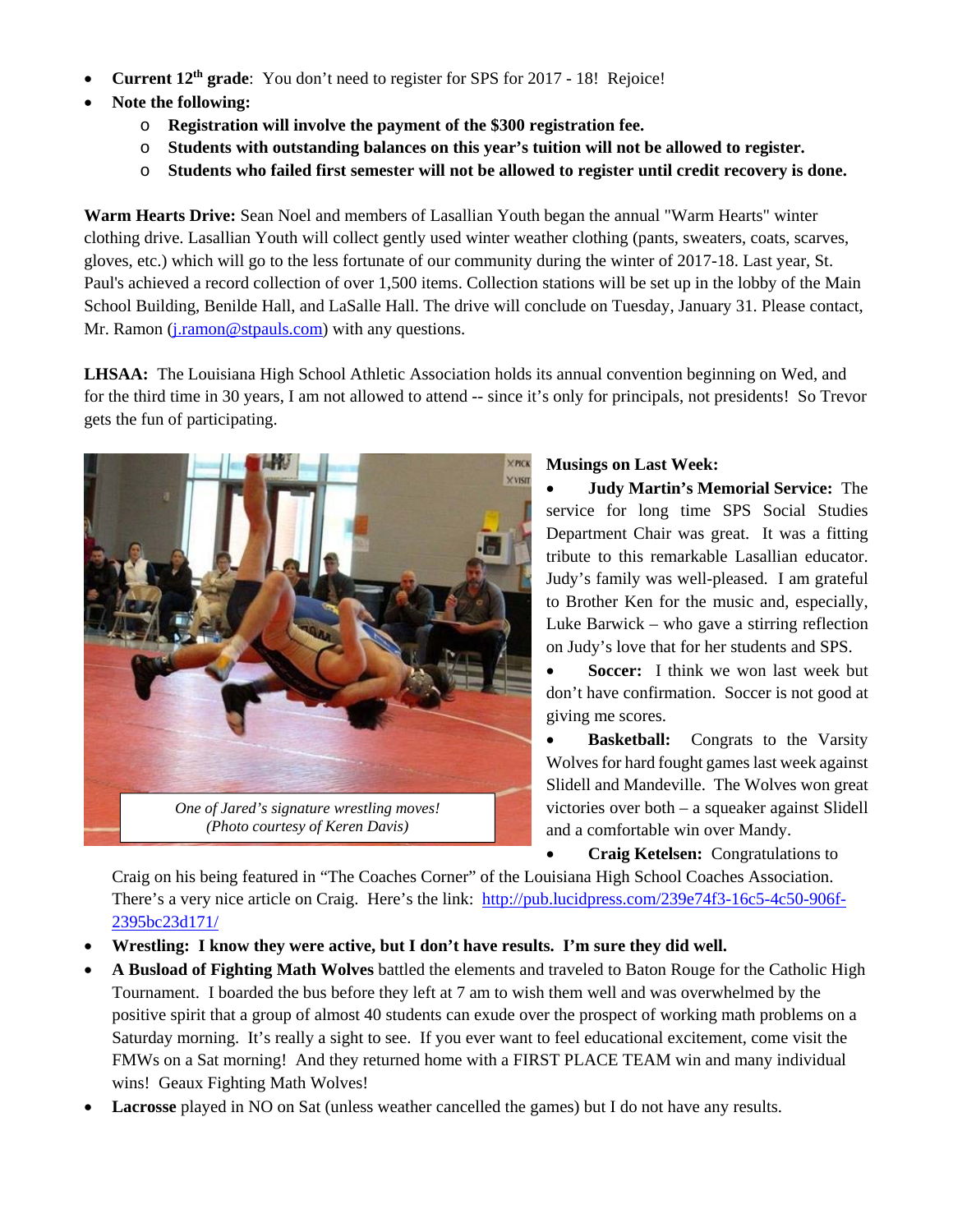- **Current 12th grade**: You don't need to register for SPS for 2017 - 18! Rejoice!
- **Note the following:**
  - **Registration will involve the payment of the $300 registration fee.**
  - **Students with outstanding balances on this year's tuition will not be allowed to register.**
  - **Students who failed first semester will not be allowed to register until credit recovery is done.**

**Warm Hearts Drive:** Sean Noel and members of Lasallian Youth began the annual "Warm Hearts" winter clothing drive. Lasallian Youth will collect gently used winter weather clothing (pants, sweaters, coats, scarves, gloves, etc.) which will go to the less fortunate of our community during the winter of 2017-18. Last year, St. Paul's achieved a record collection of over 1,500 items. Collection stations will be set up in the lobby of the Main School Building, Benilde Hall, and LaSalle Hall. The drive will conclude on Tuesday, January 31. Please contact, Mr. Ramon (j.ramon@stpauls.com) with any questions.

**LHSAA:** The Louisiana High School Athletic Association holds its annual convention beginning on Wed, and for the third time in 30 years, I am not allowed to attend -- since it's only for principals, not presidents! So Trevor gets the fun of participating.

*One of Jared's signature wrestling moves! (Photo courtesy of Keren Davis)*

**Musings on Last Week:**

- **Judy Martin's Memorial Service:** The service for long time SPS Social Studies Department Chair was great. It was a fitting tribute to this remarkable Lasallian educator. Judy's family was well-pleased. I am grateful to Brother Ken for the music and, especially, Luke Barwick – who gave a stirring reflection on Judy's love that for her students and SPS.
- **Soccer:** I think we won last week but don't have confirmation. Soccer is not good at giving me scores.
- **Basketball:** Congrats to the Varsity Wolves for hard fought games last week against Slidell and Mandeville. The Wolves won great victories over both – a squeaker against Slidell and a comfortable win over Mandy.
- **Craig Ketelsen:** Congratulations to Craig on his being featured in "The Coaches Corner" of the Louisiana High School Coaches Association. There's a very nice article on Craig. Here's the link: http://pub.lucidpress.com/239e74f3-16c5-4c50-906f-2395bc23d171/
- **Wrestling: I know they were active, but I don't have results. I'm sure they did well.**
- **A Busload of Fighting Math Wolves** battled the elements and traveled to Baton Rouge for the Catholic High Tournament. I boarded the bus before they left at 7 am to wish them well and was overwhelmed by the positive spirit that a group of almost 40 students can exude over the prospect of working math problems on a Saturday morning. It's really a sight to see. If you ever want to feel educational excitement, come visit the FMWs on a Sat morning! And they returned home with a FIRST PLACE TEAM win and many individual wins! Geaux Fighting Math Wolves!
- **Lacrosse** played in NO on Sat (unless weather cancelled the games) but I do not have any results.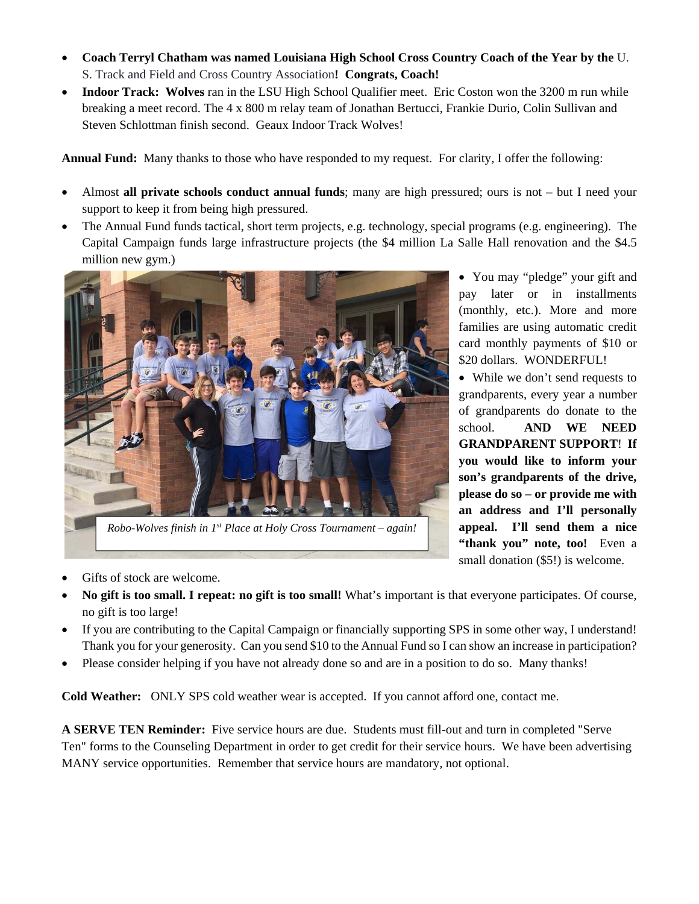- **Coach Terryl Chatham was named Louisiana High School Cross Country Coach of the Year by the** U. S. Track and Field and Cross Country Association**! Congrats, Coach!**
- **Indoor Track: Wolves** ran in the LSU High School Qualifier meet. Eric Coston won the 3200 m run while breaking a meet record. The 4 x 800 m relay team of Jonathan Bertucci, Frankie Durio, Colin Sullivan and Steven Schlottman finish second. Geaux Indoor Track Wolves!

**Annual Fund:** Many thanks to those who have responded to my request. For clarity, I offer the following:

- Almost **all private schools conduct annual funds**; many are high pressured; ours is not – but I need your support to keep it from being high pressured.
- The Annual Fund funds tactical, short term projects, e.g. technology, special programs (e.g. engineering). The Capital Campaign funds large infrastructure projects (the $4 million La Salle Hall renovation and the $4.5 million new gym.)
- You may "pledge" your gift and pay later or in installments (monthly, etc.). More and more families are using automatic credit card monthly payments of $10 or $20 dollars. WONDERFUL!
- While we don't send requests to grandparents, every year a number of grandparents do donate to the school. **AND WE NEED GRANDPARENT SUPPORT**! **If you would like to inform your son's grandparents of the drive, please do so – or provide me with an address and I'll personally appeal. I'll send them a nice "thank you" note, too!** Even a small donation ($5!) is welcome.

*Robo-Wolves finish in 1st Place at Holy Cross Tournament – again!*

- Gifts of stock are welcome.
- **No gift is too small. I repeat: no gift is too small!** What's important is that everyone participates. Of course, no gift is too large!
- If you are contributing to the Capital Campaign or financially supporting SPS in some other way, I understand! Thank you for your generosity. Can you send $10 to the Annual Fund so I can show an increase in participation?
- Please consider helping if you have not already done so and are in a position to do so. Many thanks!

**Cold Weather:** ONLY SPS cold weather wear is accepted. If you cannot afford one, contact me.

**A SERVE TEN Reminder:** Five service hours are due. Students must fill-out and turn in completed "Serve Ten" forms to the Counseling Department in order to get credit for their service hours. We have been advertising MANY service opportunities. Remember that service hours are mandatory, not optional.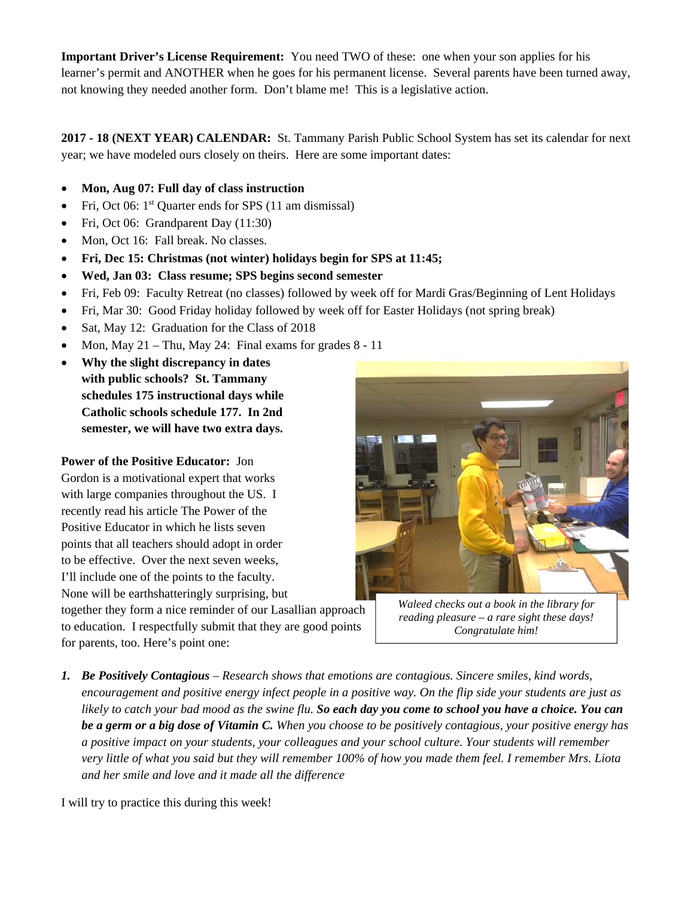**Important Driver's License Requirement:** You need TWO of these: one when your son applies for his learner's permit and ANOTHER when he goes for his permanent license. Several parents have been turned away, not knowing they needed another form. Don't blame me! This is a legislative action.

**2017 - 18 (NEXT YEAR) CALENDAR:** St. Tammany Parish Public School System has set its calendar for next year; we have modeled ours closely on theirs. Here are some important dates:

- **Mon, Aug 07: Full day of class instruction**
- Fri, Oct 06: 1st Quarter ends for SPS (11 am dismissal)
- Fri, Oct 06: Grandparent Day (11:30)
- Mon, Oct 16: Fall break. No classes.
- **Fri, Dec 15: Christmas (not winter) holidays begin for SPS at 11:45;**
- **Wed, Jan 03: Class resume; SPS begins second semester**
- Fri, Feb 09: Faculty Retreat (no classes) followed by week off for Mardi Gras/Beginning of Lent Holidays
- Fri, Mar 30: Good Friday holiday followed by week off for Easter Holidays (not spring break)
- Sat, May 12: Graduation for the Class of 2018
- Mon, May 21 – Thu, May 24: Final exams for grades 8 - 11
- **Why the slight discrepancy in dates with public schools? St. Tammany schedules 175 instructional days while Catholic schools schedule 177. In 2nd semester, we will have two extra days.**

*Waleed checks out a book in the library for reading pleasure – a rare sight these days! Congratulate him!*

**Power of the Positive Educator:** Jon Gordon is a motivational expert that works with large companies throughout the US. I recently read his article The Power of the Positive Educator in which he lists seven points that all teachers should adopt in order to be effective. Over the next seven weeks, I'll include one of the points to the faculty. None will be earthshatteringly surprising, but together they form a nice reminder of our Lasallian approach to education. I respectfully submit that they are good points for parents, too. Here's point one:

1. ***Be Positively Contagious*** *– Research shows that emotions are contagious. Sincere smiles, kind words, encouragement and positive energy infect people in a positive way. On the flip side your students are just as likely to catch your bad mood as the swine flu.* ***So each day you come to school you have a choice. You can be a germ or a big dose of Vitamin C.*** *When you choose to be positively contagious, your positive energy has a positive impact on your students, your colleagues and your school culture. Your students will remember very little of what you said but they will remember 100% of how you made them feel. I remember Mrs. Liota and her smile and love and it made all the difference*

I will try to practice this during this week!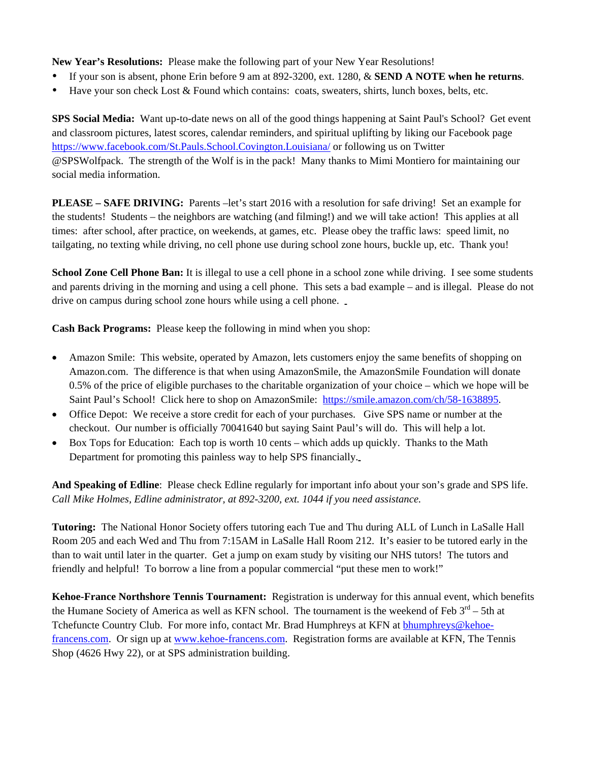**New Year's Resolutions:** Please make the following part of your New Year Resolutions!

- If your son is absent, phone Erin before 9 am at 892-3200, ext. 1280, & **SEND A NOTE when he returns**.
- Have your son check Lost & Found which contains: coats, sweaters, shirts, lunch boxes, belts, etc.

**SPS Social Media:** Want up-to-date news on all of the good things happening at Saint Paul's School? Get event and classroom pictures, latest scores, calendar reminders, and spiritual uplifting by liking our Facebook page https://www.facebook.com/St.Pauls.School.Covington.Louisiana/ or following us on Twitter @SPSWolfpack. The strength of the Wolf is in the pack! Many thanks to Mimi Montiero for maintaining our social media information.

**PLEASE – SAFE DRIVING:** Parents –let's start 2016 with a resolution for safe driving! Set an example for the students! Students – the neighbors are watching (and filming!) and we will take action! This applies at all times: after school, after practice, on weekends, at games, etc. Please obey the traffic laws: speed limit, no tailgating, no texting while driving, no cell phone use during school zone hours, buckle up, etc. Thank you!

**School Zone Cell Phone Ban:** It is illegal to use a cell phone in a school zone while driving. I see some students and parents driving in the morning and using a cell phone. This sets a bad example – and is illegal. Please do not drive on campus during school zone hours while using a cell phone.

**Cash Back Programs:** Please keep the following in mind when you shop:

- Amazon Smile: This website, operated by Amazon, lets customers enjoy the same benefits of shopping on Amazon.com. The difference is that when using AmazonSmile, the AmazonSmile Foundation will donate 0.5% of the price of eligible purchases to the charitable organization of your choice – which we hope will be Saint Paul's School! Click here to shop on AmazonSmile: https://smile.amazon.com/ch/58-1638895.
- Office Depot: We receive a store credit for each of your purchases. Give SPS name or number at the checkout. Our number is officially 70041640 but saying Saint Paul's will do. This will help a lot.
- Box Tops for Education: Each top is worth 10 cents – which adds up quickly. Thanks to the Math Department for promoting this painless way to help SPS financially.

**And Speaking of Edline**: Please check Edline regularly for important info about your son's grade and SPS life. *Call Mike Holmes, Edline administrator, at 892-3200, ext. 1044 if you need assistance.*

**Tutoring:** The National Honor Society offers tutoring each Tue and Thu during ALL of Lunch in LaSalle Hall Room 205 and each Wed and Thu from 7:15AM in LaSalle Hall Room 212. It's easier to be tutored early in the than to wait until later in the quarter. Get a jump on exam study by visiting our NHS tutors! The tutors and friendly and helpful! To borrow a line from a popular commercial "put these men to work!"

**Kehoe-France Northshore Tennis Tournament:** Registration is underway for this annual event, which benefits the Humane Society of America as well as KFN school. The tournament is the weekend of Feb 3rd – 5th at Tchefuncte Country Club. For more info, contact Mr. Brad Humphreys at KFN at bhumphreys@kehoe-francens.com. Or sign up at www.kehoe-francens.com. Registration forms are available at KFN, The Tennis Shop (4626 Hwy 22), or at SPS administration building.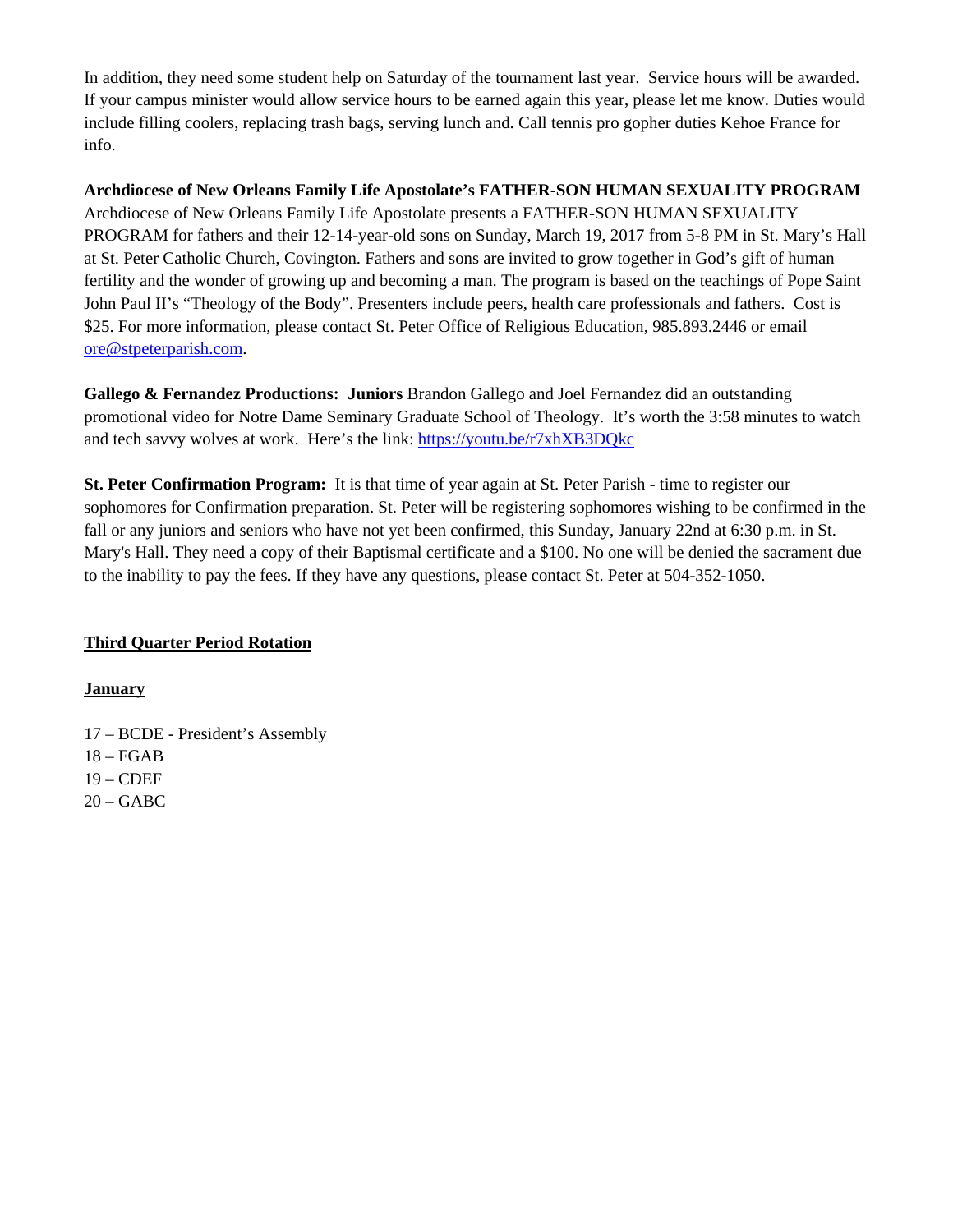In addition, they need some student help on Saturday of the tournament last year. Service hours will be awarded. If your campus minister would allow service hours to be earned again this year, please let me know. Duties would include filling coolers, replacing trash bags, serving lunch and. Call tennis pro gopher duties Kehoe France for info.

**Archdiocese of New Orleans Family Life Apostolate's FATHER-SON HUMAN SEXUALITY PROGRAM**
Archdiocese of New Orleans Family Life Apostolate presents a FATHER-SON HUMAN SEXUALITY PROGRAM for fathers and their 12-14-year-old sons on Sunday, March 19, 2017 from 5-8 PM in St. Mary's Hall at St. Peter Catholic Church, Covington. Fathers and sons are invited to grow together in God's gift of human fertility and the wonder of growing up and becoming a man. The program is based on the teachings of Pope Saint John Paul II's "Theology of the Body". Presenters include peers, health care professionals and fathers. Cost is $25. For more information, please contact St. Peter Office of Religious Education, 985.893.2446 or email ore@stpeterparish.com.

**Gallego & Fernandez Productions: Juniors** Brandon Gallego and Joel Fernandez did an outstanding promotional video for Notre Dame Seminary Graduate School of Theology. It's worth the 3:58 minutes to watch and tech savvy wolves at work. Here's the link: https://youtu.be/r7xhXB3DQkc

**St. Peter Confirmation Program:** It is that time of year again at St. Peter Parish - time to register our sophomores for Confirmation preparation. St. Peter will be registering sophomores wishing to be confirmed in the fall or any juniors and seniors who have not yet been confirmed, this Sunday, January 22nd at 6:30 p.m. in St. Mary's Hall. They need a copy of their Baptismal certificate and a $100. No one will be denied the sacrament due to the inability to pay the fees. If they have any questions, please contact St. Peter at 504-352-1050.

**Third Quarter Period Rotation**

**January**

17 – BCDE - President's Assembly
18 – FGAB
19 – CDEF
20 – GABC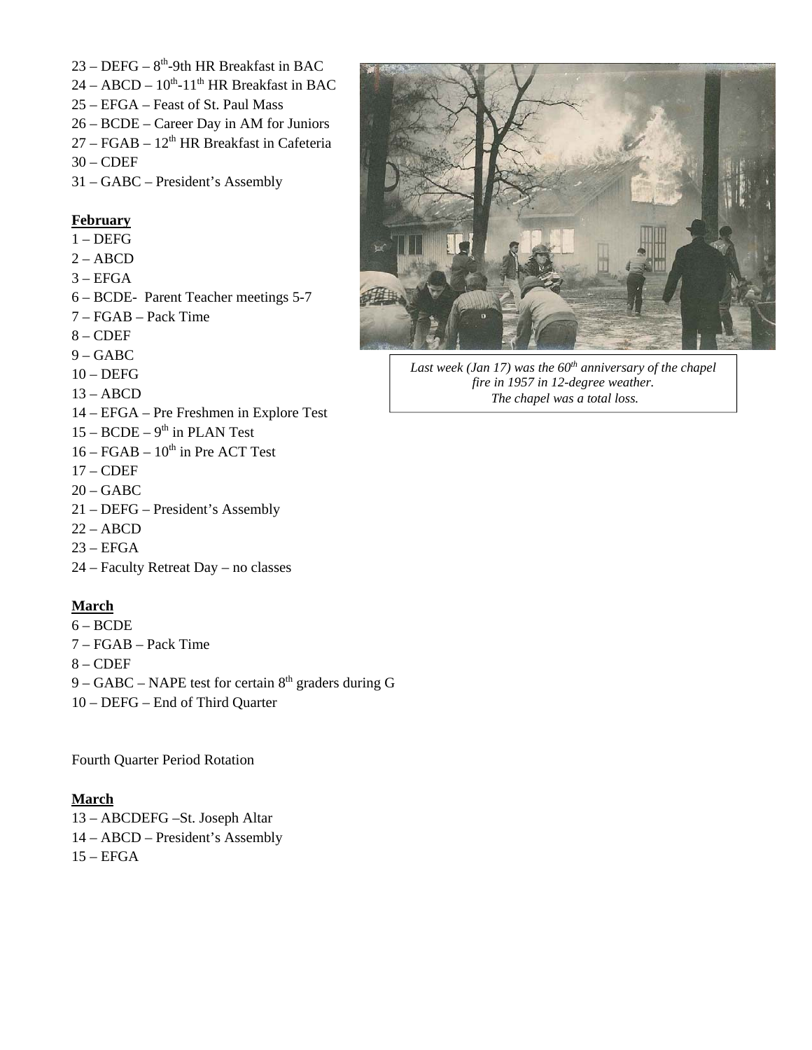23 – DEFG – 8th-9th HR Breakfast in BAC
24 – ABCD – 10th-11th HR Breakfast in BAC
25 – EFGA – Feast of St. Paul Mass
26 – BCDE – Career Day in AM for Juniors
27 – FGAB – 12th HR Breakfast in Cafeteria
30 – CDEF
31 – GABC – President's Assembly

*Last week (Jan 17) was the 60th anniversary of the chapel fire in 1957 in 12-degree weather. The chapel was a total loss.*

**February**

1 – DEFG
2 – ABCD
3 – EFGA
6 – BCDE- Parent Teacher meetings 5-7
7 – FGAB – Pack Time
8 – CDEF
9 – GABC
10 – DEFG
13 – ABCD
14 – EFGA – Pre Freshmen in Explore Test
15 – BCDE – 9th in PLAN Test
16 – FGAB – 10th in Pre ACT Test
17 – CDEF
20 – GABC
21 – DEFG – President's Assembly
22 – ABCD
23 – EFGA
24 – Faculty Retreat Day – no classes

**March**

6 – BCDE
7 – FGAB – Pack Time
8 – CDEF
9 – GABC – NAPE test for certain 8th graders during G
10 – DEFG – End of Third Quarter

Fourth Quarter Period Rotation

**March**

13 – ABCDEFG –St. Joseph Altar
14 – ABCD – President's Assembly
15 – EFGA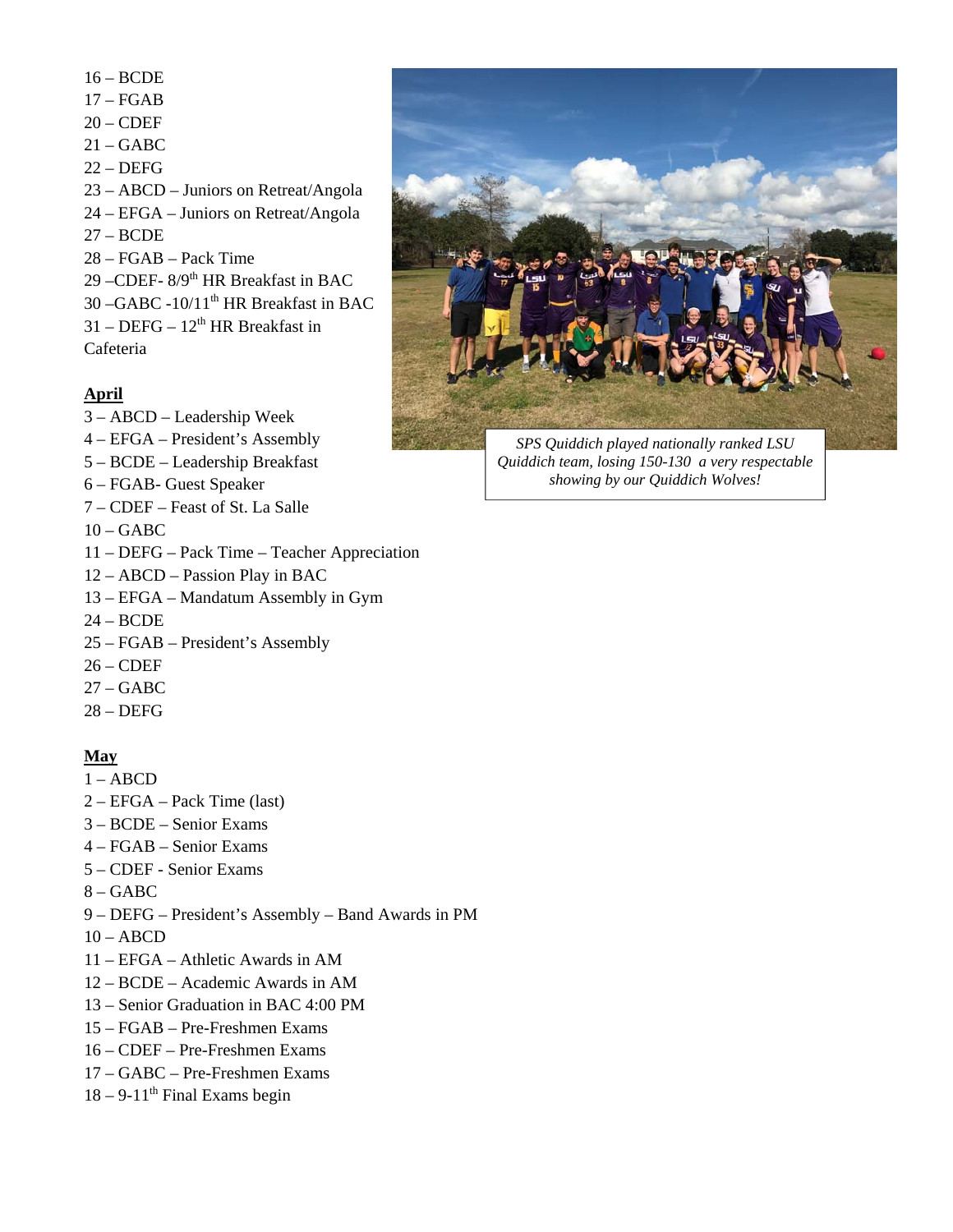16 – BCDE
17 – FGAB
20 – CDEF
21 – GABC
22 – DEFG
23 – ABCD – Juniors on Retreat/Angola
24 – EFGA – Juniors on Retreat/Angola
27 – BCDE
28 – FGAB – Pack Time
29 –CDEF- 8/9th HR Breakfast in BAC
30 –GABC -10/11th HR Breakfast in BAC
31 – DEFG – 12th HR Breakfast in Cafeteria

*SPS Quiddich played nationally ranked LSU Quiddich team, losing 150-130 a very respectable showing by our Quiddich Wolves!*

**April**

3 – ABCD – Leadership Week
4 – EFGA – President's Assembly
5 – BCDE – Leadership Breakfast
6 – FGAB- Guest Speaker
7 – CDEF – Feast of St. La Salle
10 – GABC
11 – DEFG – Pack Time – Teacher Appreciation
12 – ABCD – Passion Play in BAC
13 – EFGA – Mandatum Assembly in Gym
24 – BCDE
25 – FGAB – President's Assembly
26 – CDEF
27 – GABC
28 – DEFG

**May**

1 – ABCD
2 – EFGA – Pack Time (last)
3 – BCDE – Senior Exams
4 – FGAB – Senior Exams
5 – CDEF - Senior Exams
8 – GABC
9 – DEFG – President's Assembly – Band Awards in PM
10 – ABCD
11 – EFGA – Athletic Awards in AM
12 – BCDE – Academic Awards in AM
13 – Senior Graduation in BAC 4:00 PM
15 – FGAB – Pre-Freshmen Exams
16 – CDEF – Pre-Freshmen Exams
17 – GABC – Pre-Freshmen Exams
18 – 9-11th Final Exams begin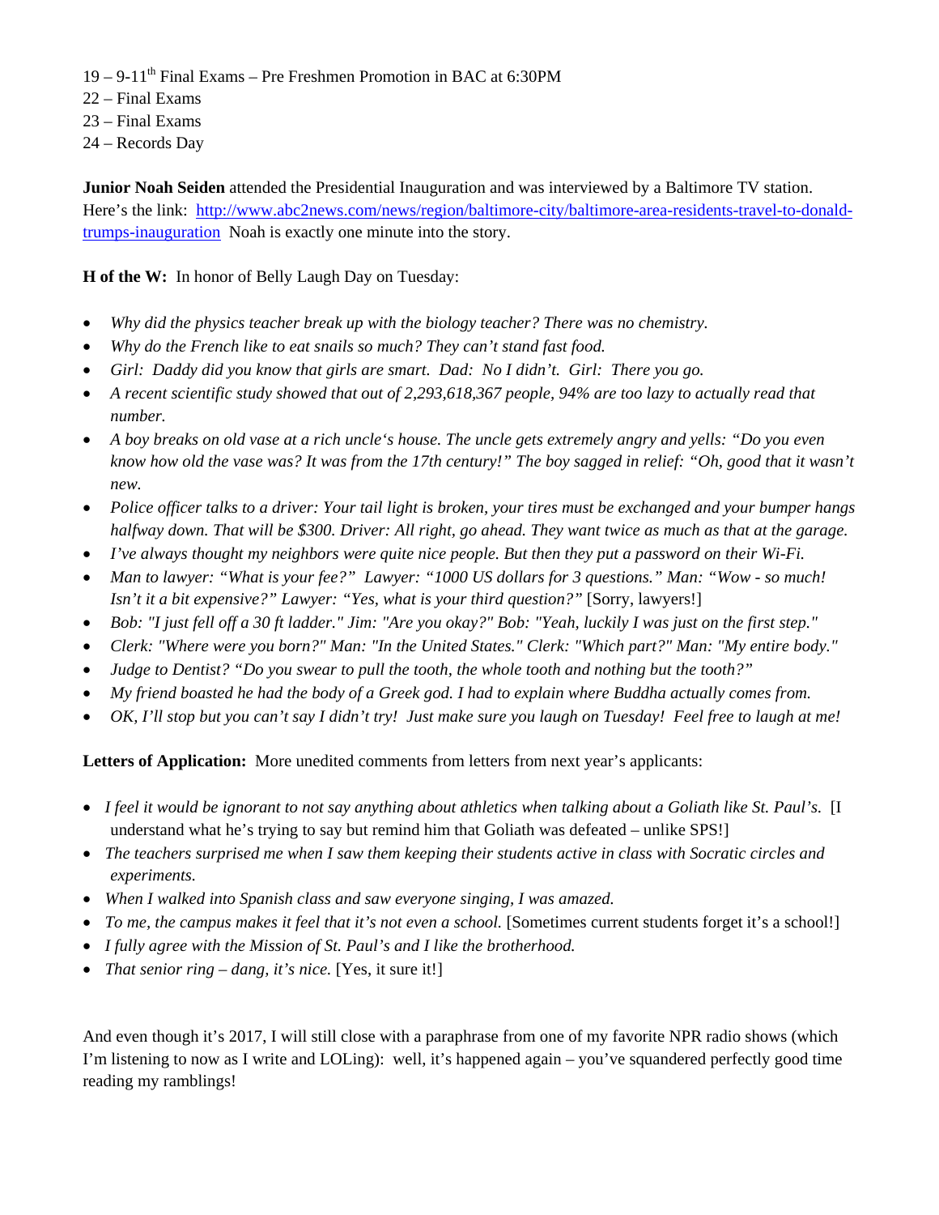19 – 9-11th Final Exams – Pre Freshmen Promotion in BAC at 6:30PM
22 – Final Exams
23 – Final Exams
24 – Records Day

**Junior Noah Seiden** attended the Presidential Inauguration and was interviewed by a Baltimore TV station. Here's the link: [http://www.abc2news.com/news/region/baltimore-city/baltimore-area-residents-travel-to-donald-trumps-inauguration](http://www.abc2news.com/news/region/baltimore-city/baltimore-area-residents-travel-to-donald-trumps-inauguration) Noah is exactly one minute into the story.

**H of the W:** In honor of Belly Laugh Day on Tuesday:

- *Why did the physics teacher break up with the biology teacher? There was no chemistry.*
- *Why do the French like to eat snails so much? They can't stand fast food.*
- *Girl: Daddy did you know that girls are smart. Dad: No I didn't. Girl: There you go.*
- *A recent scientific study showed that out of 2,293,618,367 people, 94% are too lazy to actually read that number.*
- *A boy breaks on old vase at a rich uncle's house. The uncle gets extremely angry and yells: "Do you even know how old the vase was? It was from the 17th century!" The boy sagged in relief: "Oh, good that it wasn't new.*
- *Police officer talks to a driver: Your tail light is broken, your tires must be exchanged and your bumper hangs halfway down. That will be $300. Driver: All right, go ahead. They want twice as much as that at the garage.*
- *I've always thought my neighbors were quite nice people. But then they put a password on their Wi-Fi.*
- *Man to lawyer: "What is your fee?" Lawyer: "1000 US dollars for 3 questions." Man: "Wow - so much! Isn't it a bit expensive?" Lawyer: "Yes, what is your third question?"* [Sorry, lawyers!]
- *Bob: "I just fell off a 30 ft ladder." Jim: "Are you okay?" Bob: "Yeah, luckily I was just on the first step."*
- *Clerk: "Where were you born?" Man: "In the United States." Clerk: "Which part?" Man: "My entire body."*
- *Judge to Dentist? "Do you swear to pull the tooth, the whole tooth and nothing but the tooth?"*
- *My friend boasted he had the body of a Greek god. I had to explain where Buddha actually comes from.*
- *OK, I'll stop but you can't say I didn't try! Just make sure you laugh on Tuesday! Feel free to laugh at me!*

**Letters of Application:** More unedited comments from letters from next year's applicants:

- *I feel it would be ignorant to not say anything about athletics when talking about a Goliath like St. Paul's.* [I understand what he's trying to say but remind him that Goliath was defeated – unlike SPS!]
- *The teachers surprised me when I saw them keeping their students active in class with Socratic circles and experiments.*
- *When I walked into Spanish class and saw everyone singing, I was amazed.*
- *To me, the campus makes it feel that it's not even a school.* [Sometimes current students forget it's a school!]
- *I fully agree with the Mission of St. Paul's and I like the brotherhood.*
- *That senior ring – dang, it's nice.* [Yes, it sure it!]

And even though it's 2017, I will still close with a paraphrase from one of my favorite NPR radio shows (which I'm listening to now as I write and LOLing): well, it's happened again – you've squandered perfectly good time reading my ramblings!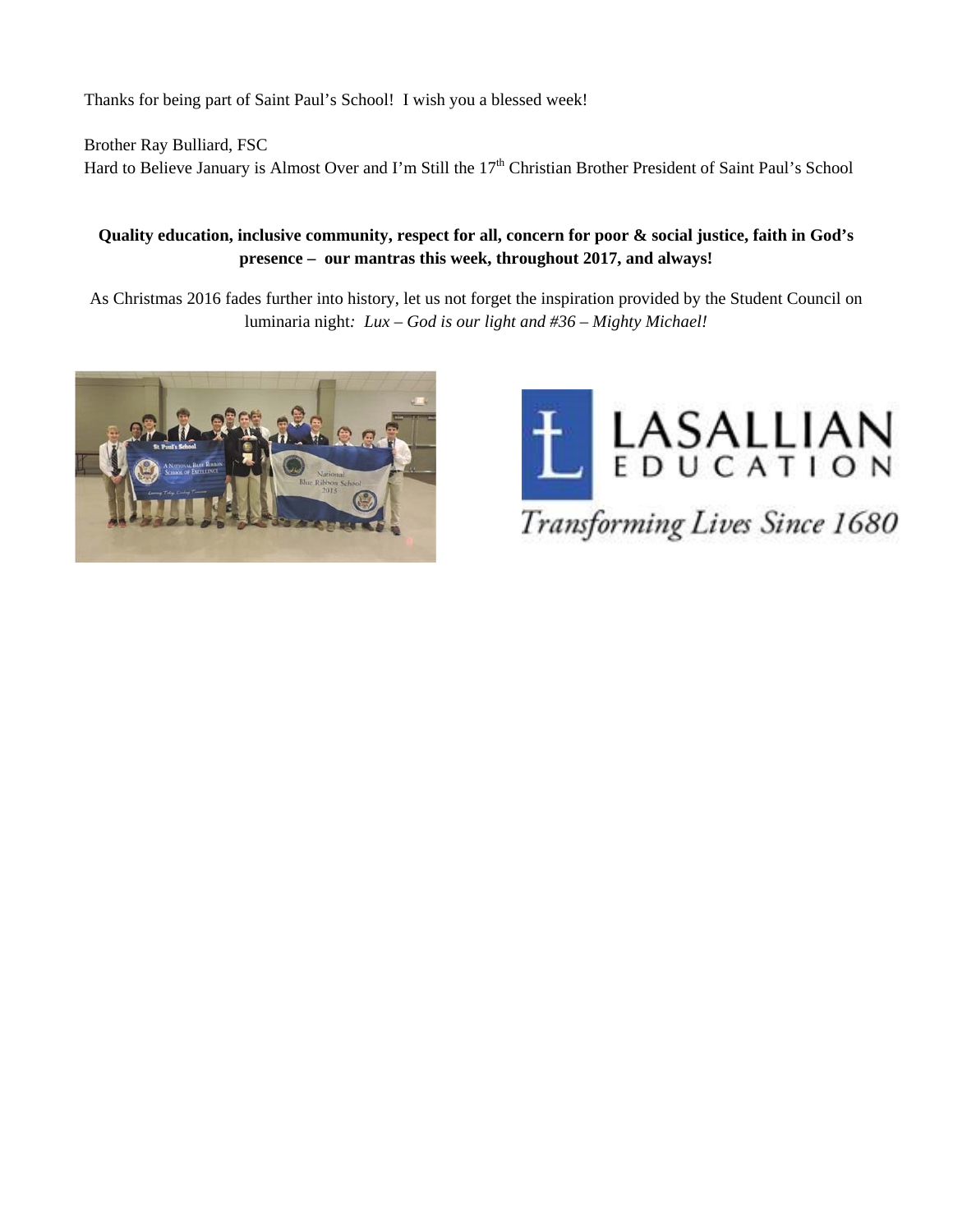Thanks for being part of Saint Paul's School! I wish you a blessed week!

Brother Ray Bulliard, FSC
Hard to Believe January is Almost Over and I'm Still the 17th Christian Brother President of Saint Paul's School

**Quality education, inclusive community, respect for all, concern for poor & social justice, faith in God's presence – our mantras this week, throughout 2017, and always!**

As Christmas 2016 fades further into history, let us not forget the inspiration provided by the Student Council on luminaria night*: Lux – God is our light and #36 – Mighty Michael!*